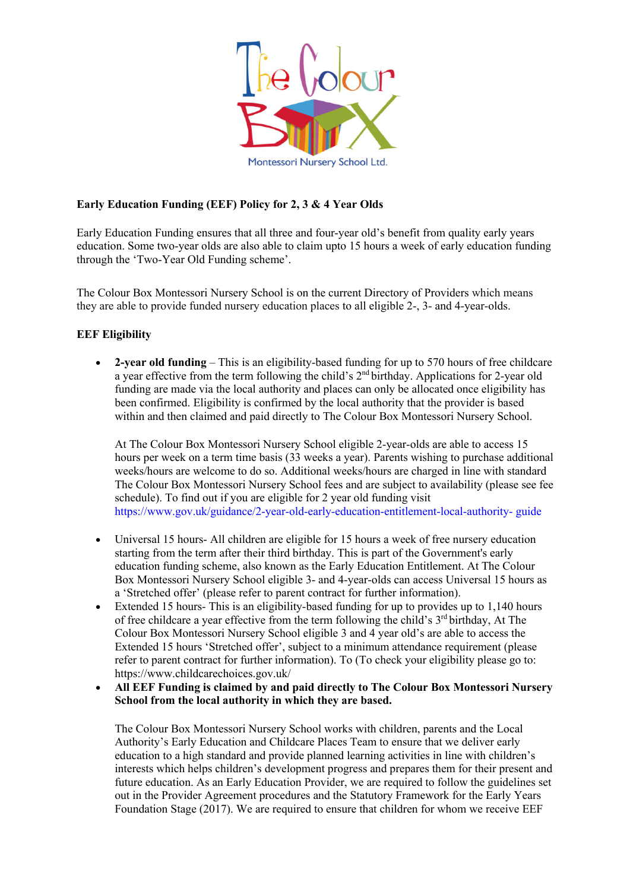The Colour Box

Montessori Nursery School Ltd.

**Early Education Funding (EEF) Policy for 2, 3 & 4 Year Olds**

Early Education Funding ensures that all three and four-year old's benefit from quality early years education. Some two-year olds are also able to claim upto 15 hours a week of early education funding through the 'Two-Year Old Funding scheme'.

The Colour Box Montessori Nursery School is on the current Directory of Providers which means they are able to provide funded nursery education places to all eligible 2-, 3- and 4-year-olds.

**EEF Eligibility**

- **2-year old funding** – This is an eligibility-based funding for up to 570 hours of free childcare a year effective from the term following the child's 2nd birthday. Applications for 2-year old funding are made via the local authority and places can only be allocated once eligibility has been confirmed. Eligibility is confirmed by the local authority that the provider is based within and then claimed and paid directly to The Colour Box Montessori Nursery School.

  At The Colour Box Montessori Nursery School eligible 2-year-olds are able to access 15 hours per week on a term time basis (33 weeks a year). Parents wishing to purchase additional weeks/hours are welcome to do so. Additional weeks/hours are charged in line with standard The Colour Box Montessori Nursery School fees and are subject to availability (please see fee schedule). To find out if you are eligible for 2 year old funding visit https://www.gov.uk/guidance/2-year-old-early-education-entitlement-local-authority- guide

- Universal 15 hours- All children are eligible for 15 hours a week of free nursery education starting from the term after their third birthday. This is part of the Government's early education funding scheme, also known as the Early Education Entitlement. At The Colour Box Montessori Nursery School eligible 3- and 4-year-olds can access Universal 15 hours as a 'Stretched offer' (please refer to parent contract for further information).
- Extended 15 hours- This is an eligibility-based funding for up to provides up to 1,140 hours of free childcare a year effective from the term following the child's 3rd birthday, At The Colour Box Montessori Nursery School eligible 3 and 4 year old's are able to access the Extended 15 hours 'Stretched offer', subject to a minimum attendance requirement (please refer to parent contract for further information). To (To check your eligibility please go to: https://www.childcarechoices.gov.uk/
- **All EEF Funding is claimed by and paid directly to The Colour Box Montessori Nursery School from the local authority in which they are based.**

  The Colour Box Montessori Nursery School works with children, parents and the Local Authority's Early Education and Childcare Places Team to ensure that we deliver early education to a high standard and provide planned learning activities in line with children's interests which helps children's development progress and prepares them for their present and future education. As an Early Education Provider, we are required to follow the guidelines set out in the Provider Agreement procedures and the Statutory Framework for the Early Years Foundation Stage (2017). We are required to ensure that children for whom we receive EEF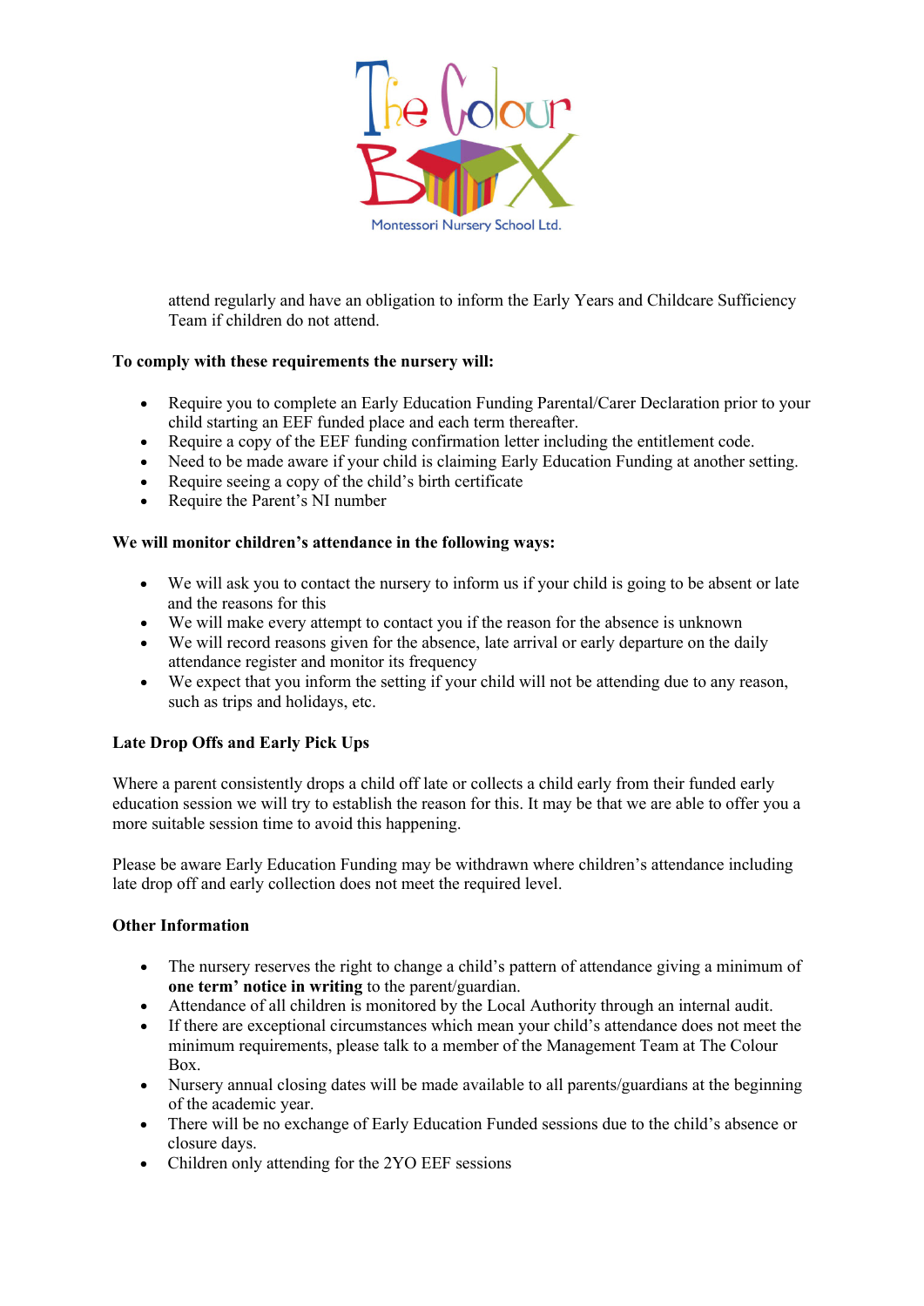attend regularly and have an obligation to inform the Early Years and Childcare Sufficiency Team if children do not attend.

**To comply with these requirements the nursery will:**

- Require you to complete an Early Education Funding Parental/Carer Declaration prior to your child starting an EEF funded place and each term thereafter.
- Require a copy of the EEF funding confirmation letter including the entitlement code.
- Need to be made aware if your child is claiming Early Education Funding at another setting.
- Require seeing a copy of the child's birth certificate
- Require the Parent's NI number

**We will monitor children's attendance in the following ways:**

- We will ask you to contact the nursery to inform us if your child is going to be absent or late and the reasons for this
- We will make every attempt to contact you if the reason for the absence is unknown
- We will record reasons given for the absence, late arrival or early departure on the daily attendance register and monitor its frequency
- We expect that you inform the setting if your child will not be attending due to any reason, such as trips and holidays, etc.

**Late Drop Offs and Early Pick Ups**

Where a parent consistently drops a child off late or collects a child early from their funded early education session we will try to establish the reason for this. It may be that we are able to offer you a more suitable session time to avoid this happening.

Please be aware Early Education Funding may be withdrawn where children's attendance including late drop off and early collection does not meet the required level.

**Other Information**

- The nursery reserves the right to change a child's pattern of attendance giving a minimum of **one term' notice in writing** to the parent/guardian.
- Attendance of all children is monitored by the Local Authority through an internal audit.
- If there are exceptional circumstances which mean your child's attendance does not meet the minimum requirements, please talk to a member of the Management Team at The Colour Box.
- Nursery annual closing dates will be made available to all parents/guardians at the beginning of the academic year.
- There will be no exchange of Early Education Funded sessions due to the child's absence or closure days.
- Children only attending for the 2YO EEF sessions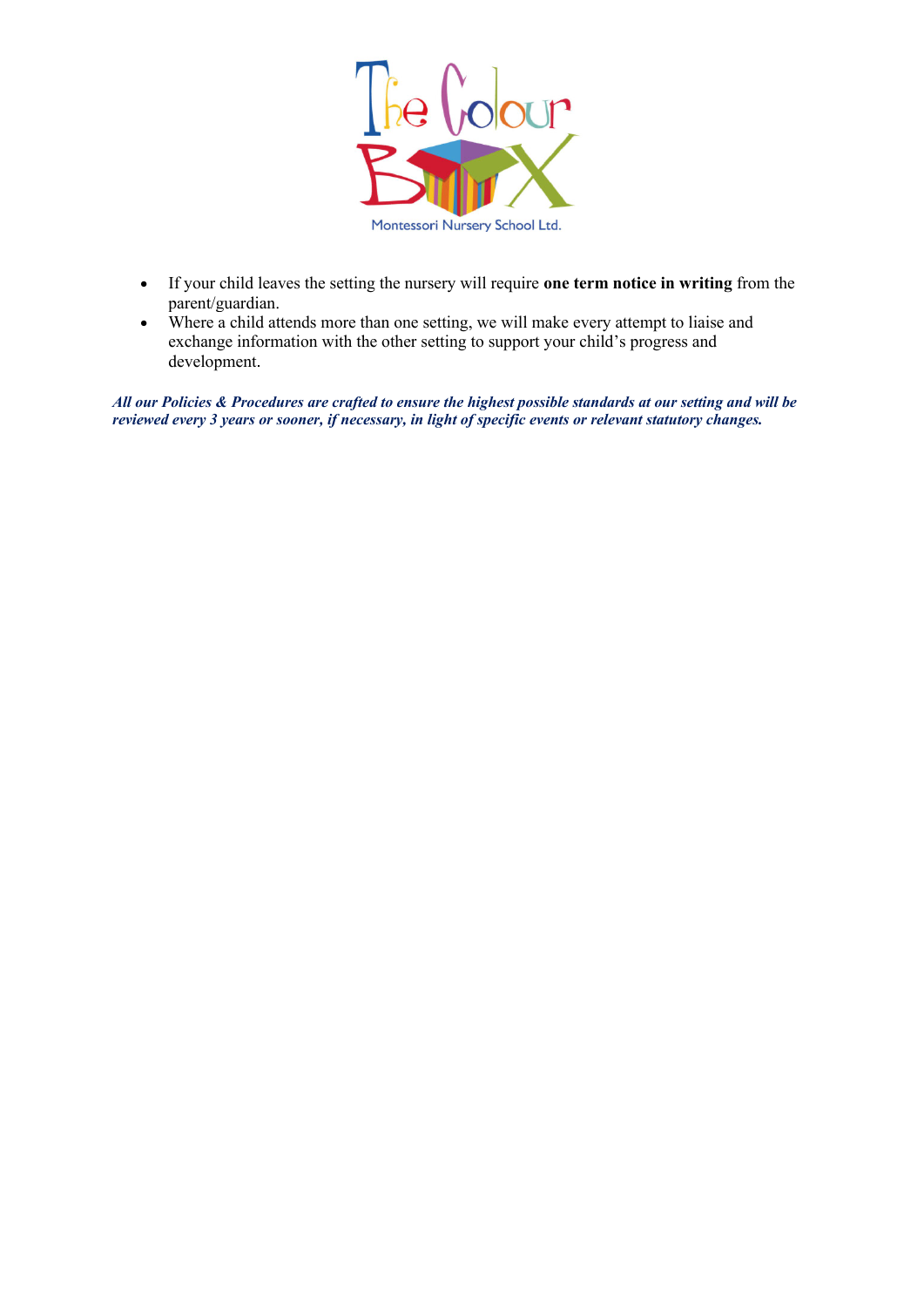- If your child leaves the setting the nursery will require **one term notice in writing** from the parent/guardian.
- Where a child attends more than one setting, we will make every attempt to liaise and exchange information with the other setting to support your child's progress and development.

***All our Policies & Procedures are crafted to ensure the highest possible standards at our setting and will be reviewed every 3 years or sooner, if necessary, in light of specific events or relevant statutory changes.***